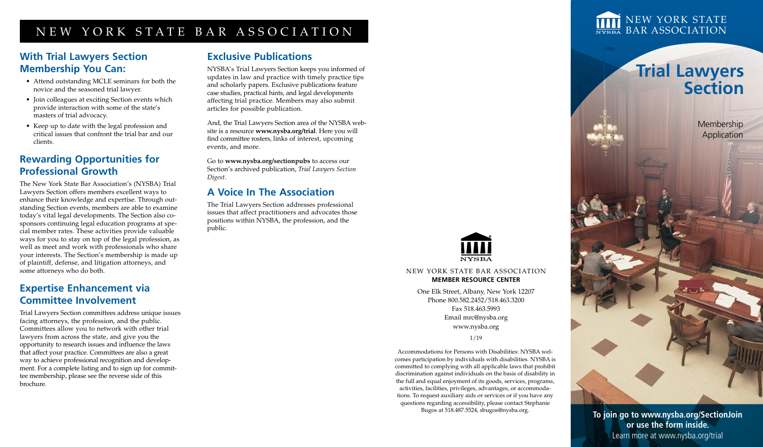# NEW YORK STATE BAR ASSOCIATION

## With Trial Lawyers Section Membership You Can:

- Attend outstanding MCLE seminars for both the novice and the seasoned trial lawyer.
- Join colleagues at exciting Section events which provide interaction with some of the state's masters of trial advocacy.
- Keep up to date with the legal profession and critical issues that confront the trial bar and our clients.

## Rewarding Opportunities for Professional Growth

The New York State Bar Association's (NYSBA) Trial Lawyers Section offers members excellent ways to enhance their knowledge and expertise. Through outstanding Section events, members are able to examine today's vital legal developments. The Section also co-sponsors continuing legal education programs at special member rates. These activities provide valuable ways for you to stay on top of the legal profession, as well as meet and work with professionals who share your interests. The Section's membership is made up of plaintiff, defense, and litigation attorneys, and some attorneys who do both.

## Expertise Enhancement via Committee Involvement

Trial Lawyers Section committees address unique issues facing attorneys, the profession, and the public. Committees allow you to network with other trial lawyers from across the state, and give you the opportunity to research issues and influence the laws that affect your practice. Committees are also a great way to achieve professional recognition and development. For a complete listing and to sign up for committee membership, please see the reverse side of this brochure.

## Exclusive Publications

NYSBA's Trial Lawyers Section keeps you informed of updates in law and practice with timely practice tips and scholarly papers. Exclusive publications feature case studies, practical hints, and legal developments affecting trial practice. Members may also submit articles for possible publication.

And, the Trial Lawyers Section area of the NYSBA website is a resource **www.nysba.org/trial**. Here you will find committee rosters, links of interest, upcoming events, and more.

Go to **www.nysba.org/sectionpubs** to access our Section's archived publication, *Trial Lawyers Section Digest*.

## A Voice In The Association

The Trial Lawyers Section addresses professional issues that affect practitioners and advocates those positions within NYSBA, the profession, and the public.

NYSBA

NEW YORK STATE BAR ASSOCIATION
**MEMBER RESOURCE CENTER**

One Elk Street, Albany, New York 12207
Phone 800.582.2452/518.463.3200
Fax 518.463.5993
Email mrc@nysba.org
www.nysba.org

1/19

Accommodations for Persons with Disabilities: NYSBA welcomes participation by individuals with disabilities. NYSBA is committed to complying with all applicable laws that prohibit discrimination against individuals on the basis of disability in the full and equal enjoyment of its goods, services, programs, activities, facilities, privileges, advantages, or accommodations. To request auxiliary aids or services or if you have any questions regarding accessibility, please contact Stephanie Bugos at 518.487.5524, sbugos@nysba.org.

NEW YORK STATE BAR ASSOCIATION

# Trial Lawyers Section

Membership Application

**To join go to www.nysba.org/SectionJoin or use the form inside.**
Learn more at www.nysba.org/trial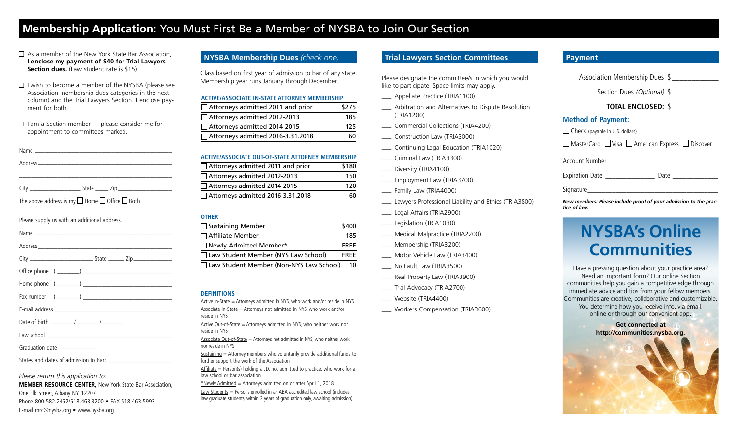# Membership Application: You Must First Be a Member of NYSBA to Join Our Section

☐ As a member of the New York State Bar Association, **I enclose my payment of $40 for Trial Lawyers Section dues.** (Law student rate is $15)

☐ I wish to become a member of the NYSBA (please see Association membership dues categories in the next column) and the Trial Lawyers Section. I enclose payment for both.

☐ I am a Section member — please consider me for appointment to committees marked.

Name ______________________________

Address ______________________________

______________________________

City ____________ State _____ Zip ____________

The above address is my ☐ Home ☐ Office ☐ Both

Please supply us with an additional address.

Name ______________________________

Address ______________________________

City ____________ State _____ Zip ____________

Office phone ( _______ ) ______________________

Home phone ( _______ ) ______________________

Fax number ( _______ ) ______________________

E-mail address ______________________________

Date of birth _______ /_______ /_______

Law school ______________________________

Graduation date ____________

States and dates of admission to Bar: ______________

*Please return this application to:*
**MEMBER RESOURCE CENTER,** New York State Bar Association, One Elk Street, Albany NY 12207
Phone 800.582.2452/518.463.3200 • FAX 518.463.5993
E-mail mrc@nysba.org • www.nysba.org

## NYSBA Membership Dues *(check one)*

Class based on first year of admission to bar of any state. Membership year runs January through December.

**ACTIVE/ASSOCIATE IN-STATE ATTORNEY MEMBERSHIP**

| | |
|---|---|
| ☐ Attorneys admitted 2011 and prior | $275 |
| ☐ Attorneys admitted 2012-2013 | 185 |
| ☐ Attorneys admitted 2014-2015 | 125 |
| ☐ Attorneys admitted 2016-3.31.2018 | 60 |

**ACTIVE/ASSOCIATE OUT-OF-STATE ATTORNEY MEMBERSHIP**

| | |
|---|---|
| ☐ Attorneys admitted 2011 and prior | $180 |
| ☐ Attorneys admitted 2012-2013 | 150 |
| ☐ Attorneys admitted 2014-2015 | 120 |
| ☐ Attorneys admitted 2016-3.31.2018 | 60 |

**OTHER**

| | |
|---|---|
| ☐ Sustaining Member | $400 |
| ☐ Affiliate Member | 185 |
| ☐ Newly Admitted Member* | FREE |
| ☐ Law Student Member (NYS Law School) | FREE |
| ☐ Law Student Member (Non-NYS Law School) | 10 |

**DEFINITIONS**

Active In-State = Attorneys admitted in NYS, who work and/or reside in NYS

Associate In-State = Attorneys not admitted in NYS, who work and/or reside in NYS

Active Out-of-State = Attorneys admitted in NYS, who neither work nor reside in NYS

Associate Out-of-State = Attorneys not admitted in NYS, who neither work nor reside in NYS

Sustaining = Attorney members who voluntarily provide additional funds to further support the work of the Association

Affiliate = Person(s) holding a JD, not admitted to practice, who work for a law school or bar association

*Newly Admitted = Attorneys admitted on or after April 1, 2018

Law Students = Persons enrolled in an ABA accredited law school (includes law graduate students, within 2 years of graduation only, awaiting admission)

## Trial Lawyers Section Committees

Please designate the committee/s in which you would like to participate. Space limits may apply.

___ Appellate Practice (TRIA1100)
___ Arbitration and Alternatives to Dispute Resolution (TRIA1200)
___ Commercial Collections (TRIA4200)
___ Construction Law (TRIA3000)
___ Continuing Legal Education (TRIA1020)
___ Criminal Law (TRIA3300)
___ Diversity (TRIA4100)
___ Employment Law (TRIA3700)
___ Family Law (TRIA4000)
___ Lawyers Professional Liability and Ethics (TRIA3800)
___ Legal Affairs (TRIA2900)
___ Legislation (TRIA1030)
___ Medical Malpractice (TRIA2200)
___ Membership (TRIA3200)
___ Motor Vehicle Law (TRIA3400)
___ No Fault Law (TRIA3500)
___ Real Property Law (TRIA3900)
___ Trial Advocacy (TRIA2700)
___ Website (TRIA4400)
___ Workers Compensation (TRIA3600)

## Payment

Association Membership Dues $ ____________

Section Dues *(Optional)* $ ____________

**TOTAL ENCLOSED:** $ ____________

### Method of Payment:

☐ Check (payable in U.S. dollars)

☐ MasterCard ☐ Visa ☐ American Express ☐ Discover

Account Number ______________________________

Expiration Date ______________ Date ____________

Signature ______________________________

***New members: Please include proof of your admission to the practice of law.***

## NYSBA's Online Communities

Have a pressing question about your practice area? Need an important form? Our online Section communities help you gain a competitive edge through immediate advice and tips from your fellow members. Communities are creative, collaborative and customizable. You determine how you receive info, via email, online or through our convenient app.

**Get connected at http://communities.nysba.org.**